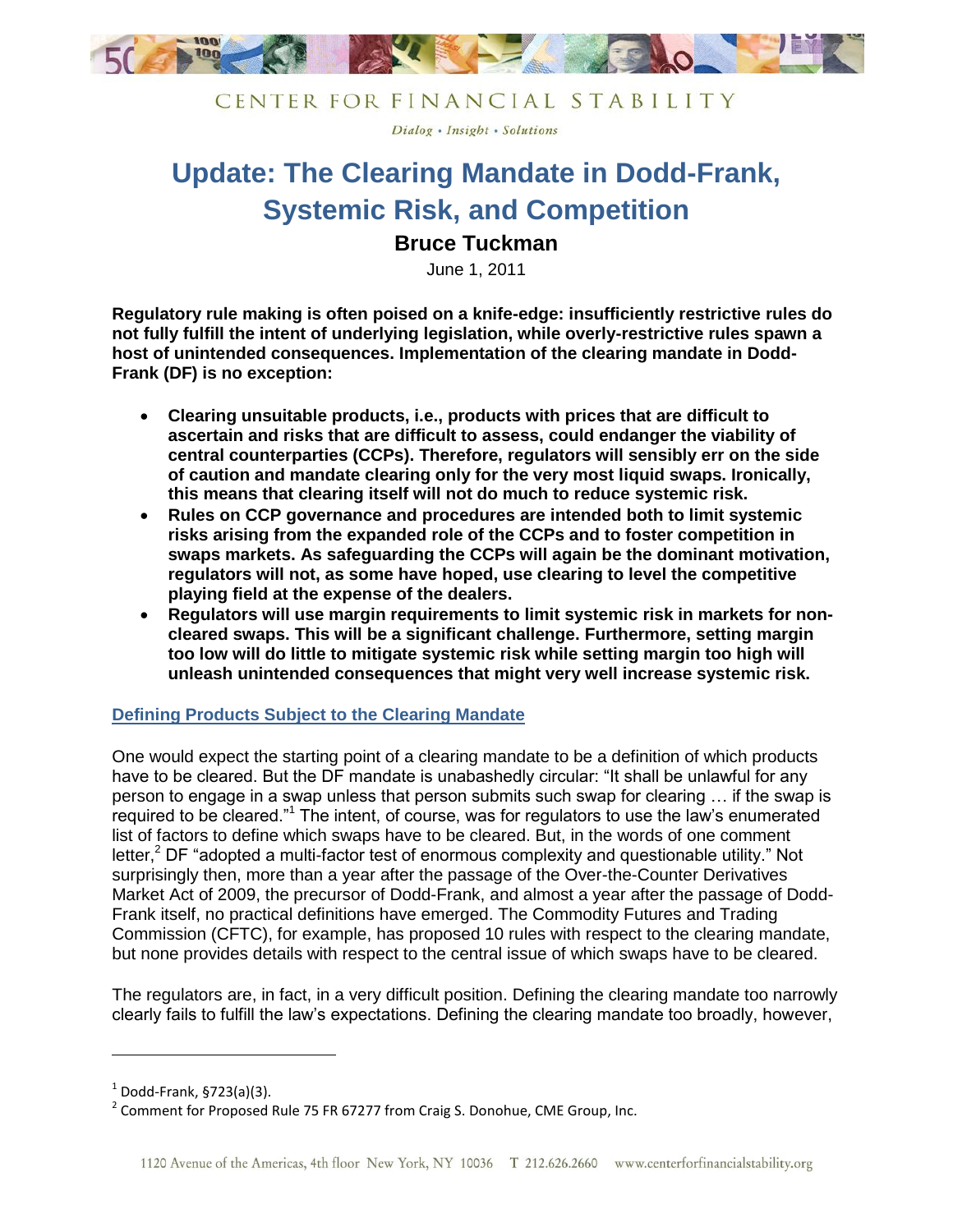CENTER FOR FINANCIAL STABILITY

*Dialog • Insight • Solutions*

# Update: The Clearing Mandate in Dodd-Frank, Systemic Risk, and Competition

**Bruce Tuckman**

June 1, 2011

**Regulatory rule making is often poised on a knife-edge: insufficiently restrictive rules do not fully fulfill the intent of underlying legislation, while overly-restrictive rules spawn a host of unintended consequences. Implementation of the clearing mandate in Dodd-Frank (DF) is no exception:**

- **Clearing unsuitable products, i.e., products with prices that are difficult to ascertain and risks that are difficult to assess, could endanger the viability of central counterparties (CCPs). Therefore, regulators will sensibly err on the side of caution and mandate clearing only for the very most liquid swaps. Ironically, this means that clearing itself will not do much to reduce systemic risk.**
- **Rules on CCP governance and procedures are intended both to limit systemic risks arising from the expanded role of the CCPs and to foster competition in swaps markets. As safeguarding the CCPs will again be the dominant motivation, regulators will not, as some have hoped, use clearing to level the competitive playing field at the expense of the dealers.**
- **Regulators will use margin requirements to limit systemic risk in markets for non-cleared swaps. This will be a significant challenge. Furthermore, setting margin too low will do little to mitigate systemic risk while setting margin too high will unleash unintended consequences that might very well increase systemic risk.**

## Defining Products Subject to the Clearing Mandate

One would expect the starting point of a clearing mandate to be a definition of which products have to be cleared. But the DF mandate is unabashedly circular: "It shall be unlawful for any person to engage in a swap unless that person submits such swap for clearing … if the swap is required to be cleared."[1] The intent, of course, was for regulators to use the law's enumerated list of factors to define which swaps have to be cleared. But, in the words of one comment letter,[2] DF "adopted a multi-factor test of enormous complexity and questionable utility." Not surprisingly then, more than a year after the passage of the Over-the-Counter Derivatives Market Act of 2009, the precursor of Dodd-Frank, and almost a year after the passage of Dodd-Frank itself, no practical definitions have emerged. The Commodity Futures and Trading Commission (CFTC), for example, has proposed 10 rules with respect to the clearing mandate, but none provides details with respect to the central issue of which swaps have to be cleared.

The regulators are, in fact, in a very difficult position. Defining the clearing mandate too narrowly clearly fails to fulfill the law's expectations. Defining the clearing mandate too broadly, however,

[1] Dodd-Frank, §723(a)(3).

[2] Comment for Proposed Rule 75 FR 67277 from Craig S. Donohue, CME Group, Inc.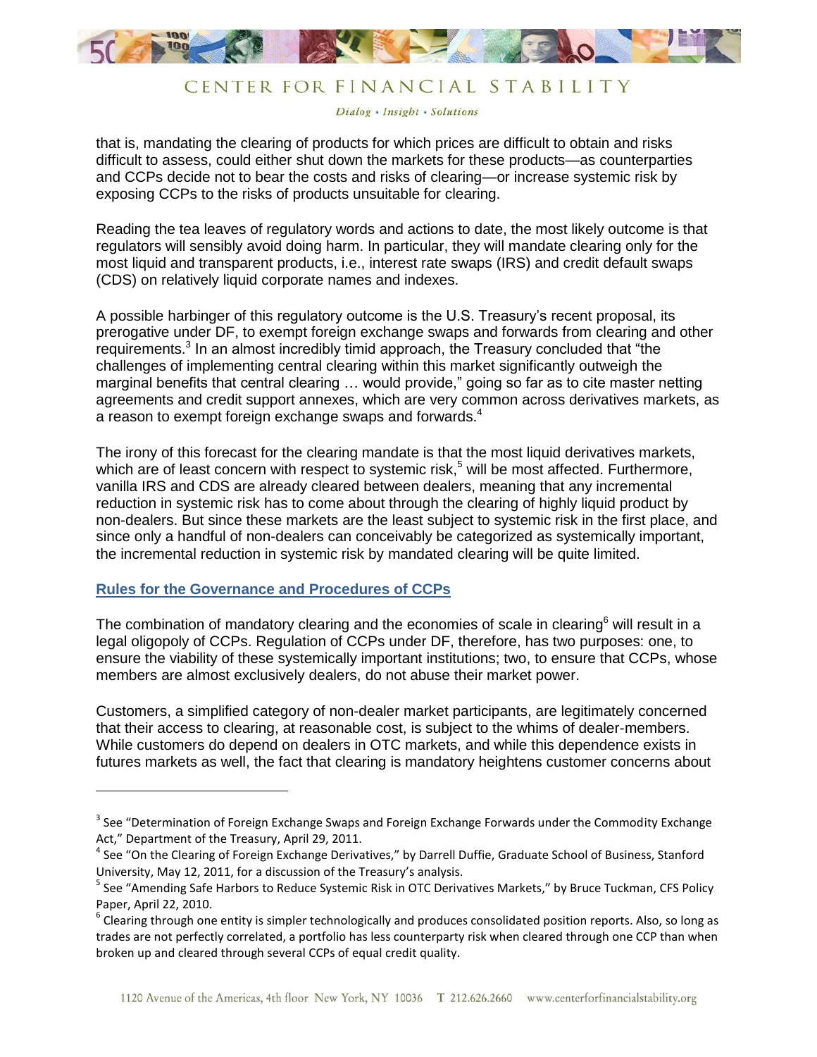that is, mandating the clearing of products for which prices are difficult to obtain and risks difficult to assess, could either shut down the markets for these products—as counterparties and CCPs decide not to bear the costs and risks of clearing—or increase systemic risk by exposing CCPs to the risks of products unsuitable for clearing.

Reading the tea leaves of regulatory words and actions to date, the most likely outcome is that regulators will sensibly avoid doing harm. In particular, they will mandate clearing only for the most liquid and transparent products, i.e., interest rate swaps (IRS) and credit default swaps (CDS) on relatively liquid corporate names and indexes.

A possible harbinger of this regulatory outcome is the U.S. Treasury's recent proposal, its prerogative under DF, to exempt foreign exchange swaps and forwards from clearing and other requirements.[3] In an almost incredibly timid approach, the Treasury concluded that "the challenges of implementing central clearing within this market significantly outweigh the marginal benefits that central clearing … would provide," going so far as to cite master netting agreements and credit support annexes, which are very common across derivatives markets, as a reason to exempt foreign exchange swaps and forwards.[4]

The irony of this forecast for the clearing mandate is that the most liquid derivatives markets, which are of least concern with respect to systemic risk,[5] will be most affected. Furthermore, vanilla IRS and CDS are already cleared between dealers, meaning that any incremental reduction in systemic risk has to come about through the clearing of highly liquid product by non-dealers. But since these markets are the least subject to systemic risk in the first place, and since only a handful of non-dealers can conceivably be categorized as systemically important, the incremental reduction in systemic risk by mandated clearing will be quite limited.

## Rules for the Governance and Procedures of CCPs

The combination of mandatory clearing and the economies of scale in clearing[6] will result in a legal oligopoly of CCPs. Regulation of CCPs under DF, therefore, has two purposes: one, to ensure the viability of these systemically important institutions; two, to ensure that CCPs, whose members are almost exclusively dealers, do not abuse their market power.

Customers, a simplified category of non-dealer market participants, are legitimately concerned that their access to clearing, at reasonable cost, is subject to the whims of dealer-members. While customers do depend on dealers in OTC markets, and while this dependence exists in futures markets as well, the fact that clearing is mandatory heightens customer concerns about

---

[3] See "Determination of Foreign Exchange Swaps and Foreign Exchange Forwards under the Commodity Exchange Act," Department of the Treasury, April 29, 2011.

[4] See "On the Clearing of Foreign Exchange Derivatives," by Darrell Duffie, Graduate School of Business, Stanford University, May 12, 2011, for a discussion of the Treasury's analysis.

[5] See "Amending Safe Harbors to Reduce Systemic Risk in OTC Derivatives Markets," by Bruce Tuckman, CFS Policy Paper, April 22, 2010.

[6] Clearing through one entity is simpler technologically and produces consolidated position reports. Also, so long as trades are not perfectly correlated, a portfolio has less counterparty risk when cleared through one CCP than when broken up and cleared through several CCPs of equal credit quality.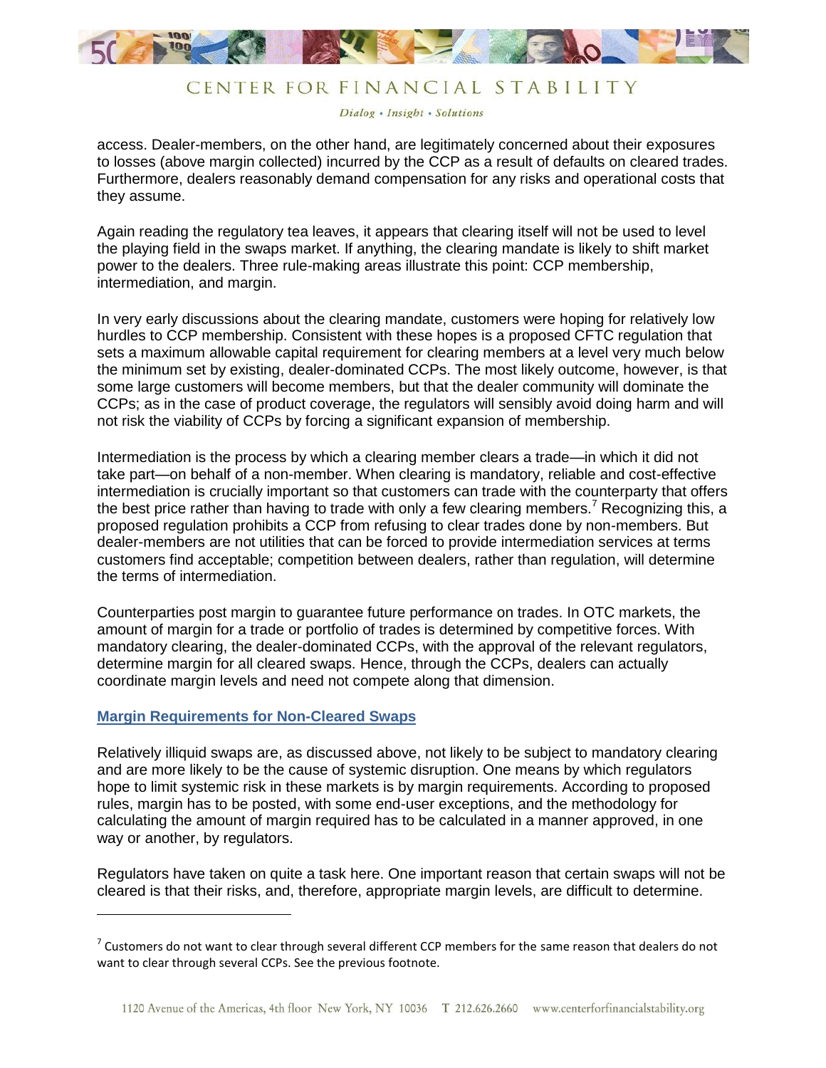access. Dealer-members, on the other hand, are legitimately concerned about their exposures to losses (above margin collected) incurred by the CCP as a result of defaults on cleared trades. Furthermore, dealers reasonably demand compensation for any risks and operational costs that they assume.

Again reading the regulatory tea leaves, it appears that clearing itself will not be used to level the playing field in the swaps market. If anything, the clearing mandate is likely to shift market power to the dealers. Three rule-making areas illustrate this point: CCP membership, intermediation, and margin.

In very early discussions about the clearing mandate, customers were hoping for relatively low hurdles to CCP membership. Consistent with these hopes is a proposed CFTC regulation that sets a maximum allowable capital requirement for clearing members at a level very much below the minimum set by existing, dealer-dominated CCPs. The most likely outcome, however, is that some large customers will become members, but that the dealer community will dominate the CCPs; as in the case of product coverage, the regulators will sensibly avoid doing harm and will not risk the viability of CCPs by forcing a significant expansion of membership.

Intermediation is the process by which a clearing member clears a trade—in which it did not take part—on behalf of a non-member. When clearing is mandatory, reliable and cost-effective intermediation is crucially important so that customers can trade with the counterparty that offers the best price rather than having to trade with only a few clearing members.[7] Recognizing this, a proposed regulation prohibits a CCP from refusing to clear trades done by non-members. But dealer-members are not utilities that can be forced to provide intermediation services at terms customers find acceptable; competition between dealers, rather than regulation, will determine the terms of intermediation.

Counterparties post margin to guarantee future performance on trades. In OTC markets, the amount of margin for a trade or portfolio of trades is determined by competitive forces. With mandatory clearing, the dealer-dominated CCPs, with the approval of the relevant regulators, determine margin for all cleared swaps. Hence, through the CCPs, dealers can actually coordinate margin levels and need not compete along that dimension.

## Margin Requirements for Non-Cleared Swaps

Relatively illiquid swaps are, as discussed above, not likely to be subject to mandatory clearing and are more likely to be the cause of systemic disruption. One means by which regulators hope to limit systemic risk in these markets is by margin requirements. According to proposed rules, margin has to be posted, with some end-user exceptions, and the methodology for calculating the amount of margin required has to be calculated in a manner approved, in one way or another, by regulators.

Regulators have taken on quite a task here. One important reason that certain swaps will not be cleared is that their risks, and, therefore, appropriate margin levels, are difficult to determine.

---

[7] Customers do not want to clear through several different CCP members for the same reason that dealers do not want to clear through several CCPs. See the previous footnote.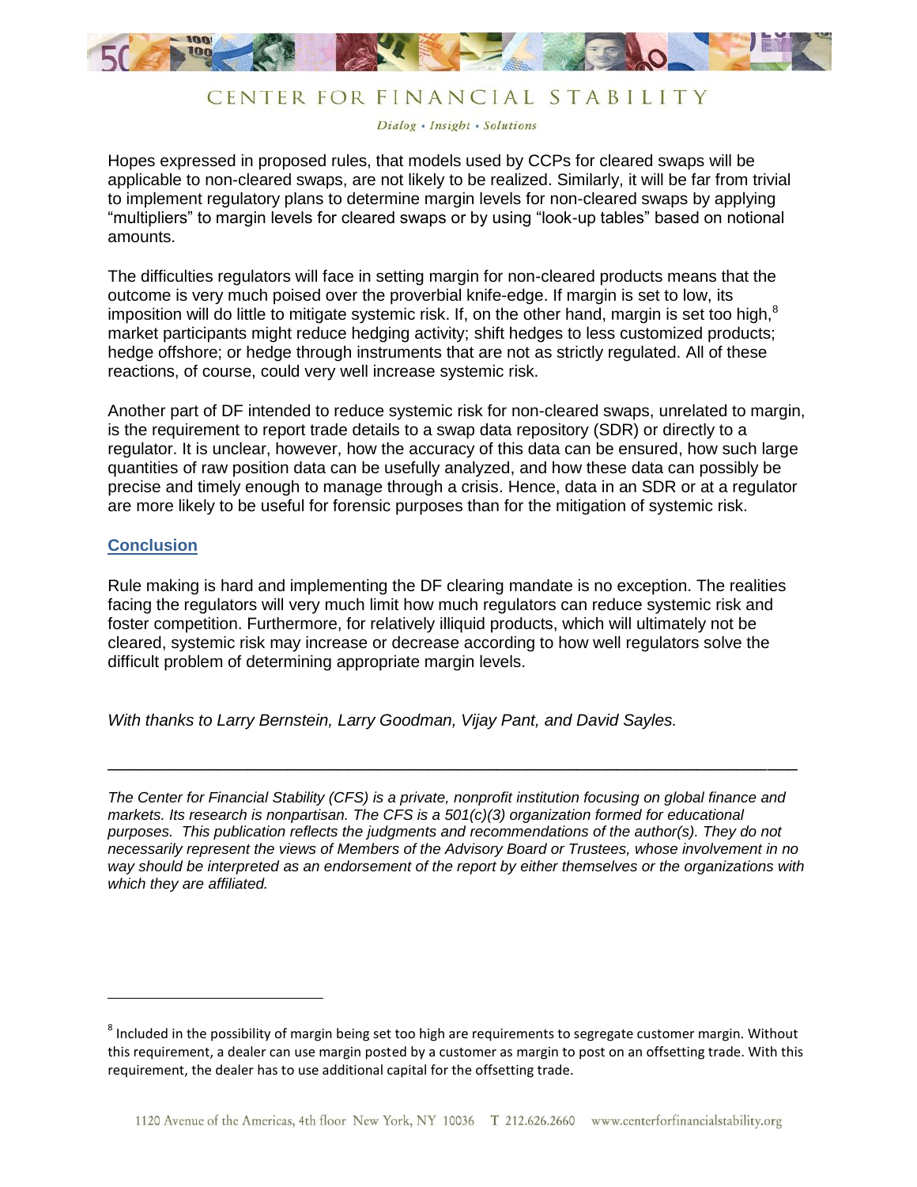Hopes expressed in proposed rules, that models used by CCPs for cleared swaps will be applicable to non-cleared swaps, are not likely to be realized. Similarly, it will be far from trivial to implement regulatory plans to determine margin levels for non-cleared swaps by applying "multipliers" to margin levels for cleared swaps or by using "look-up tables" based on notional amounts.

The difficulties regulators will face in setting margin for non-cleared products means that the outcome is very much poised over the proverbial knife-edge. If margin is set to low, its imposition will do little to mitigate systemic risk. If, on the other hand, margin is set too high,[8] market participants might reduce hedging activity; shift hedges to less customized products; hedge offshore; or hedge through instruments that are not as strictly regulated. All of these reactions, of course, could very well increase systemic risk.

Another part of DF intended to reduce systemic risk for non-cleared swaps, unrelated to margin, is the requirement to report trade details to a swap data repository (SDR) or directly to a regulator. It is unclear, however, how the accuracy of this data can be ensured, how such large quantities of raw position data can be usefully analyzed, and how these data can possibly be precise and timely enough to manage through a crisis. Hence, data in an SDR or at a regulator are more likely to be useful for forensic purposes than for the mitigation of systemic risk.

## Conclusion

Rule making is hard and implementing the DF clearing mandate is no exception. The realities facing the regulators will very much limit how much regulators can reduce systemic risk and foster competition. Furthermore, for relatively illiquid products, which will ultimately not be cleared, systemic risk may increase or decrease according to how well regulators solve the difficult problem of determining appropriate margin levels.

*With thanks to Larry Bernstein, Larry Goodman, Vijay Pant, and David Sayles.*

---

*The Center for Financial Stability (CFS) is a private, nonprofit institution focusing on global finance and markets. Its research is nonpartisan. The CFS is a 501(c)(3) organization formed for educational purposes. This publication reflects the judgments and recommendations of the author(s). They do not necessarily represent the views of Members of the Advisory Board or Trustees, whose involvement in no way should be interpreted as an endorsement of the report by either themselves or the organizations with which they are affiliated.*

---

[8] Included in the possibility of margin being set too high are requirements to segregate customer margin. Without this requirement, a dealer can use margin posted by a customer as margin to post on an offsetting trade. With this requirement, the dealer has to use additional capital for the offsetting trade.